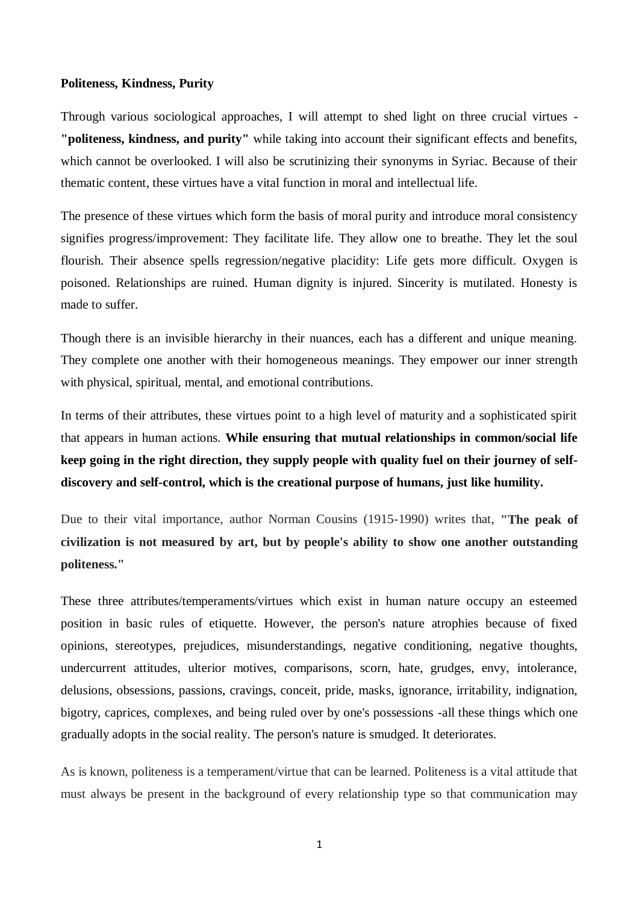**Politeness, Kindness, Purity**

Through various sociological approaches, I will attempt to shed light on three crucial virtues - **"politeness, kindness, and purity"** while taking into account their significant effects and benefits, which cannot be overlooked. I will also be scrutinizing their synonyms in Syriac. Because of their thematic content, these virtues have a vital function in moral and intellectual life.

The presence of these virtues which form the basis of moral purity and introduce moral consistency signifies progress/improvement: They facilitate life. They allow one to breathe. They let the soul flourish. Their absence spells regression/negative placidity: Life gets more difficult. Oxygen is poisoned. Relationships are ruined. Human dignity is injured. Sincerity is mutilated. Honesty is made to suffer.

Though there is an invisible hierarchy in their nuances, each has a different and unique meaning. They complete one another with their homogeneous meanings. They empower our inner strength with physical, spiritual, mental, and emotional contributions.

In terms of their attributes, these virtues point to a high level of maturity and a sophisticated spirit that appears in human actions. **While ensuring that mutual relationships in common/social life keep going in the right direction, they supply people with quality fuel on their journey of self-discovery and self-control, which is the creational purpose of humans, just like humility.**

Due to their vital importance, author Norman Cousins (1915-1990) writes that, **"The peak of civilization is not measured by art, but by people's ability to show one another outstanding politeness."**

These three attributes/temperaments/virtues which exist in human nature occupy an esteemed position in basic rules of etiquette. However, the person's nature atrophies because of fixed opinions, stereotypes, prejudices, misunderstandings, negative conditioning, negative thoughts, undercurrent attitudes, ulterior motives, comparisons, scorn, hate, grudges, envy, intolerance, delusions, obsessions, passions, cravings, conceit, pride, masks, ignorance, irritability, indignation, bigotry, caprices, complexes, and being ruled over by one's possessions -all these things which one gradually adopts in the social reality. The person's nature is smudged. It deteriorates.

As is known, politeness is a temperament/virtue that can be learned. Politeness is a vital attitude that must always be present in the background of every relationship type so that communication may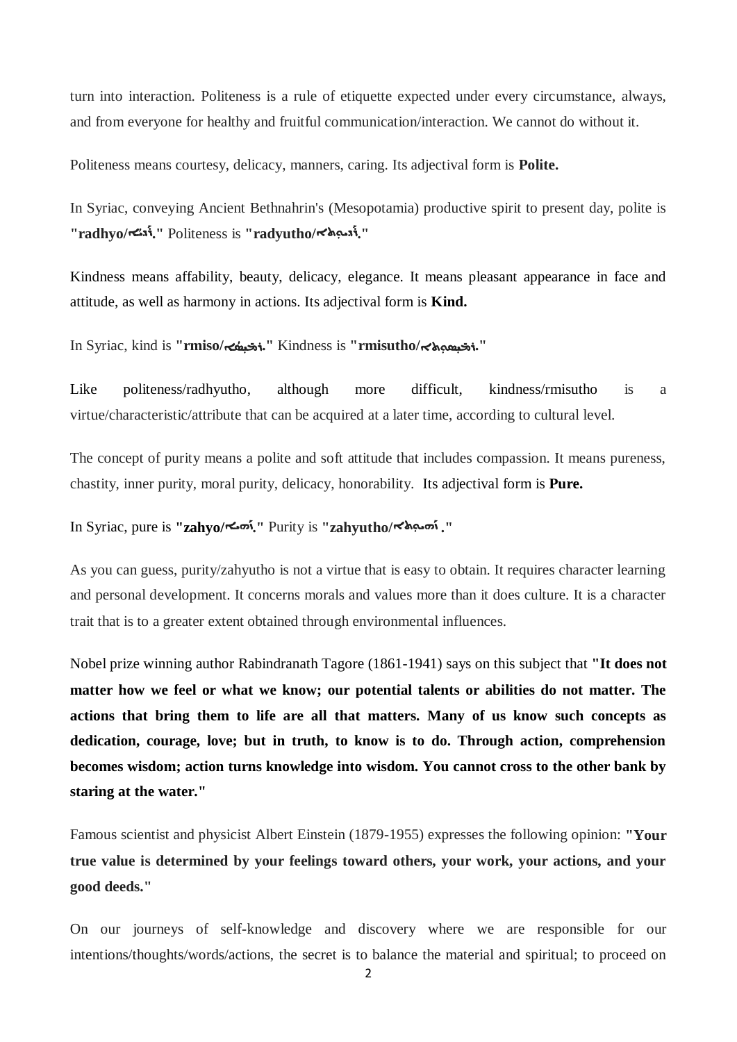turn into interaction. Politeness is a rule of etiquette expected under every circumstance, always, and from everyone for healthy and fruitful communication/interaction. We cannot do without it.

Politeness means courtesy, delicacy, manners, caring. Its adjectival form is **Polite.**

In Syriac, conveying Ancient Bethnahrin's (Mesopotamia) productive spirit to present day, polite is **"radhyo/ܪܕܝܐ."** Politeness is **"radyutho/ܪܕܝܘܬܐ."**

Kindness means affability, beauty, delicacy, elegance. It means pleasant appearance in face and attitude, as well as harmony in actions. Its adjectival form is **Kind.**

In Syriac, kind is **"rmiso/ܪܡܝܣܐ."** Kindness is **"rmisutho/ܪܡܝܣܘܬܐ."**

Like politeness/radhyutho, although more difficult, kindness/rmisutho is a virtue/characteristic/attribute that can be acquired at a later time, according to cultural level.

The concept of purity means a polite and soft attitude that includes compassion. It means pureness, chastity, inner purity, moral purity, delicacy, honorability. Its adjectival form is **Pure.**

In Syriac, pure is **"zahyo/ܙܗܝܐ."** Purity is **"zahyutho/ܙܗܝܘܬܐ ."**

As you can guess, purity/zahyutho is not a virtue that is easy to obtain. It requires character learning and personal development. It concerns morals and values more than it does culture. It is a character trait that is to a greater extent obtained through environmental influences.

Nobel prize winning author Rabindranath Tagore (1861-1941) says on this subject that **"It does not matter how we feel or what we know; our potential talents or abilities do not matter. The actions that bring them to life are all that matters. Many of us know such concepts as dedication, courage, love; but in truth, to know is to do. Through action, comprehension becomes wisdom; action turns knowledge into wisdom. You cannot cross to the other bank by staring at the water."**

Famous scientist and physicist Albert Einstein (1879-1955) expresses the following opinion: **"Your true value is determined by your feelings toward others, your work, your actions, and your good deeds."**

On our journeys of self-knowledge and discovery where we are responsible for our intentions/thoughts/words/actions, the secret is to balance the material and spiritual; to proceed on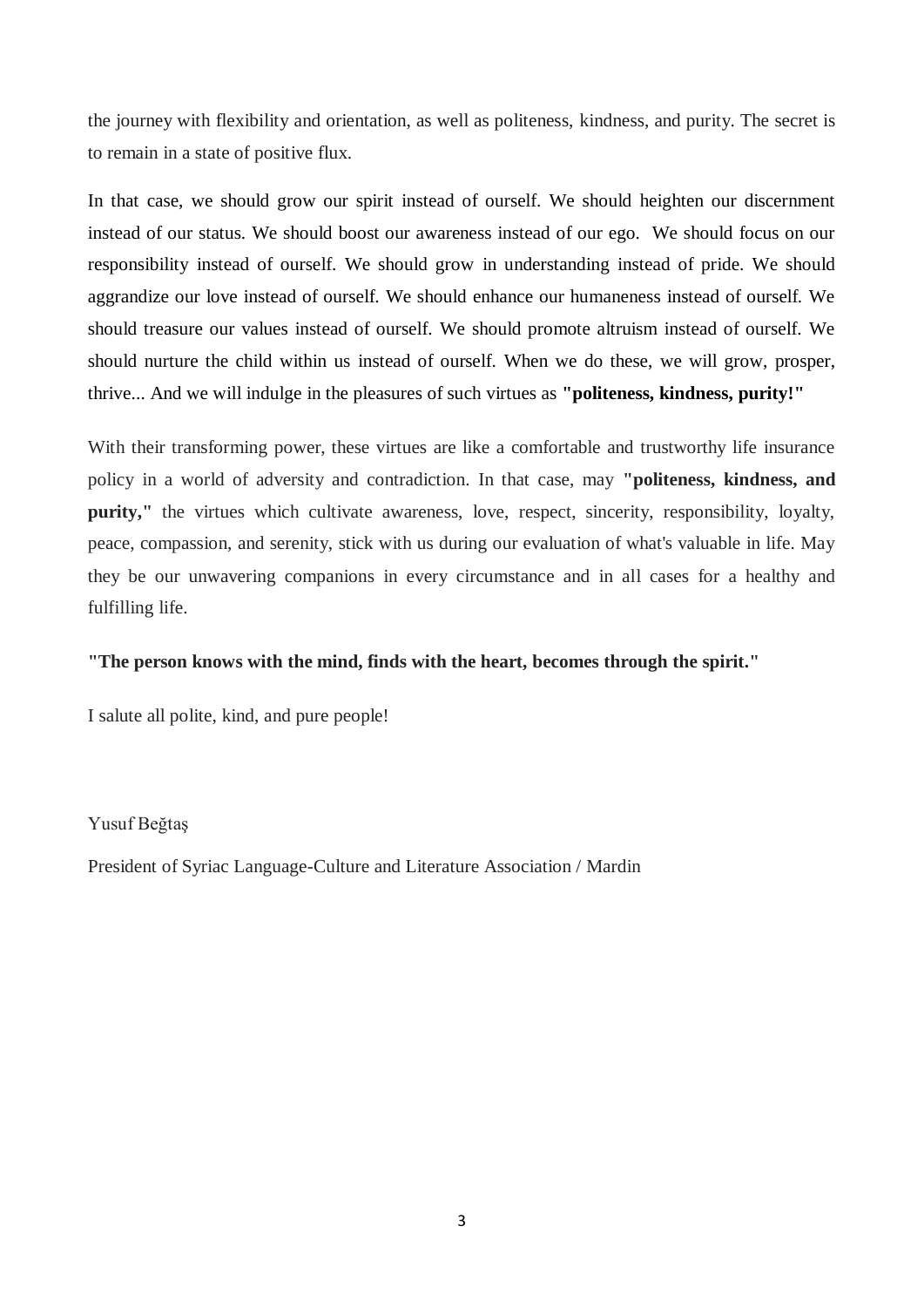the journey with flexibility and orientation, as well as politeness, kindness, and purity. The secret is to remain in a state of positive flux.

In that case, we should grow our spirit instead of ourself. We should heighten our discernment instead of our status. We should boost our awareness instead of our ego. We should focus on our responsibility instead of ourself. We should grow in understanding instead of pride. We should aggrandize our love instead of ourself. We should enhance our humaneness instead of ourself. We should treasure our values instead of ourself. We should promote altruism instead of ourself. We should nurture the child within us instead of ourself. When we do these, we will grow, prosper, thrive... And we will indulge in the pleasures of such virtues as **"politeness, kindness, purity!"**

With their transforming power, these virtues are like a comfortable and trustworthy life insurance policy in a world of adversity and contradiction. In that case, may **"politeness, kindness, and purity,"** the virtues which cultivate awareness, love, respect, sincerity, responsibility, loyalty, peace, compassion, and serenity, stick with us during our evaluation of what's valuable in life. May they be our unwavering companions in every circumstance and in all cases for a healthy and fulfilling life.

**"The person knows with the mind, finds with the heart, becomes through the spirit."**

I salute all polite, kind, and pure people!

Yusuf Beğtaş

President of Syriac Language-Culture and Literature Association / Mardin